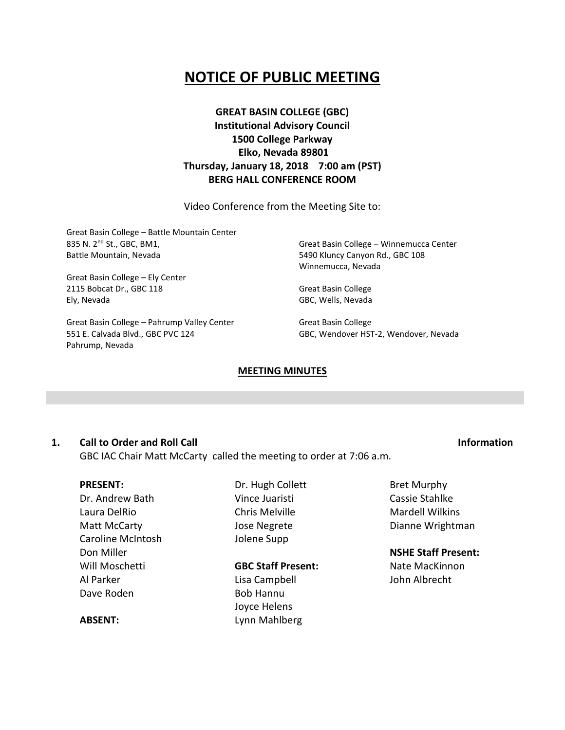# NOTICE OF PUBLIC MEETING

**GREAT BASIN COLLEGE (GBC)**
**Institutional Advisory Council**
**1500 College Parkway**
**Elko, Nevada 89801**
**Thursday, January 18, 2018 7:00 am (PST)**
**BERG HALL CONFERENCE ROOM**

Video Conference from the Meeting Site to:

Great Basin College – Battle Mountain Center
835 N. 2nd St., GBC, BM1,
Battle Mountain, Nevada

Great Basin College – Ely Center
2115 Bobcat Dr., GBC 118
Ely, Nevada

Great Basin College – Pahrump Valley Center
551 E. Calvada Blvd., GBC PVC 124
Pahrump, Nevada

Great Basin College – Winnemucca Center
5490 Kluncy Canyon Rd., GBC 108
Winnemucca, Nevada

Great Basin College
GBC, Wells, Nevada

Great Basin College
GBC, Wendover HST-2, Wendover, Nevada

## MEETING MINUTES

### 1. Call to Order and Roll Call — Information

GBC IAC Chair Matt McCarty called the meeting to order at 7:06 a.m.

**PRESENT:**
Dr. Andrew Bath
Laura DelRio
Matt McCarty
Caroline McIntosh
Don Miller
Will Moschetti
Al Parker
Dave Roden
Dr. Hugh Collett
Vince Juaristi
Chris Melville
Jose Negrete
Jolene Supp
Bret Murphy
Cassie Stahlke
Mardell Wilkins
Dianne Wrightman

**ABSENT:**

**GBC Staff Present:**
Lisa Campbell
Bob Hannu
Joyce Helens
Lynn Mahlberg

**NSHE Staff Present:**
Nate MacKinnon
John Albrecht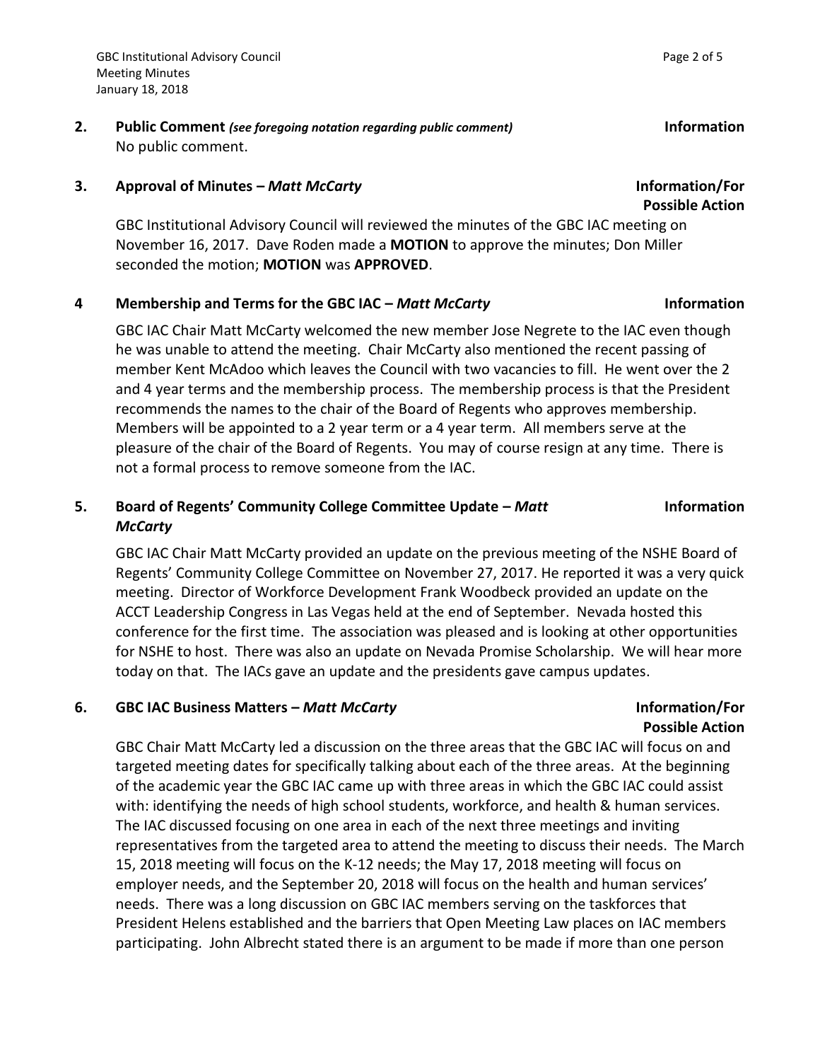**2. Public Comment** *(see foregoing notation regarding public comment)* **Information**

No public comment.

**3. Approval of Minutes –** ***Matt McCarty*** **Information/For Possible Action**

GBC Institutional Advisory Council will reviewed the minutes of the GBC IAC meeting on November 16, 2017. Dave Roden made a **MOTION** to approve the minutes; Don Miller seconded the motion; **MOTION** was **APPROVED**.

**4 Membership and Terms for the GBC IAC –** ***Matt McCarty*** **Information**

GBC IAC Chair Matt McCarty welcomed the new member Jose Negrete to the IAC even though he was unable to attend the meeting. Chair McCarty also mentioned the recent passing of member Kent McAdoo which leaves the Council with two vacancies to fill. He went over the 2 and 4 year terms and the membership process. The membership process is that the President recommends the names to the chair of the Board of Regents who approves membership. Members will be appointed to a 2 year term or a 4 year term. All members serve at the pleasure of the chair of the Board of Regents. You may of course resign at any time. There is not a formal process to remove someone from the IAC.

**5. Board of Regents' Community College Committee Update –** ***Matt McCarty*** **Information**

GBC IAC Chair Matt McCarty provided an update on the previous meeting of the NSHE Board of Regents' Community College Committee on November 27, 2017. He reported it was a very quick meeting. Director of Workforce Development Frank Woodbeck provided an update on the ACCT Leadership Congress in Las Vegas held at the end of September. Nevada hosted this conference for the first time. The association was pleased and is looking at other opportunities for NSHE to host. There was also an update on Nevada Promise Scholarship. We will hear more today on that. The IACs gave an update and the presidents gave campus updates.

**6. GBC IAC Business Matters –** ***Matt McCarty*** **Information/For Possible Action**

GBC Chair Matt McCarty led a discussion on the three areas that the GBC IAC will focus on and targeted meeting dates for specifically talking about each of the three areas. At the beginning of the academic year the GBC IAC came up with three areas in which the GBC IAC could assist with: identifying the needs of high school students, workforce, and health & human services. The IAC discussed focusing on one area in each of the next three meetings and inviting representatives from the targeted area to attend the meeting to discuss their needs. The March 15, 2018 meeting will focus on the K-12 needs; the May 17, 2018 meeting will focus on employer needs, and the September 20, 2018 will focus on the health and human services' needs. There was a long discussion on GBC IAC members serving on the taskforces that President Helens established and the barriers that Open Meeting Law places on IAC members participating. John Albrecht stated there is an argument to be made if more than one person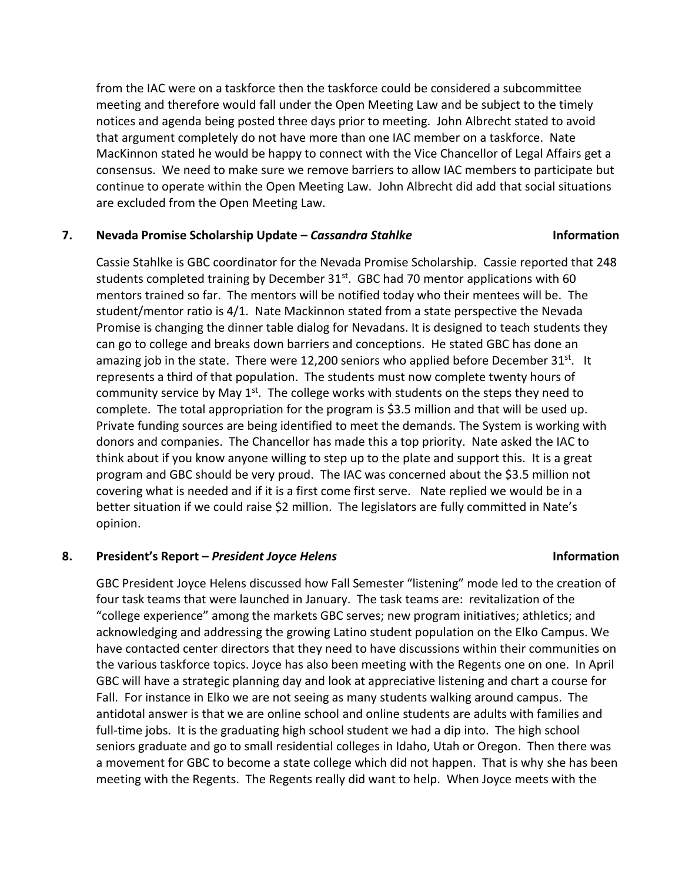from the IAC were on a taskforce then the taskforce could be considered a subcommittee meeting and therefore would fall under the Open Meeting Law and be subject to the timely notices and agenda being posted three days prior to meeting. John Albrecht stated to avoid that argument completely do not have more than one IAC member on a taskforce. Nate MacKinnon stated he would be happy to connect with the Vice Chancellor of Legal Affairs get a consensus. We need to make sure we remove barriers to allow IAC members to participate but continue to operate within the Open Meeting Law. John Albrecht did add that social situations are excluded from the Open Meeting Law.

**7. Nevada Promise Scholarship Update – *Cassandra Stahlke*** **Information**

Cassie Stahlke is GBC coordinator for the Nevada Promise Scholarship. Cassie reported that 248 students completed training by December 31st. GBC had 70 mentor applications with 60 mentors trained so far. The mentors will be notified today who their mentees will be. The student/mentor ratio is 4/1. Nate Mackinnon stated from a state perspective the Nevada Promise is changing the dinner table dialog for Nevadans. It is designed to teach students they can go to college and breaks down barriers and conceptions. He stated GBC has done an amazing job in the state. There were 12,200 seniors who applied before December 31st. It represents a third of that population. The students must now complete twenty hours of community service by May 1st. The college works with students on the steps they need to complete. The total appropriation for the program is $3.5 million and that will be used up. Private funding sources are being identified to meet the demands. The System is working with donors and companies. The Chancellor has made this a top priority. Nate asked the IAC to think about if you know anyone willing to step up to the plate and support this. It is a great program and GBC should be very proud. The IAC was concerned about the $3.5 million not covering what is needed and if it is a first come first serve. Nate replied we would be in a better situation if we could raise $2 million. The legislators are fully committed in Nate's opinion.

**8. President's Report – *President Joyce Helens*** **Information**

GBC President Joyce Helens discussed how Fall Semester "listening" mode led to the creation of four task teams that were launched in January. The task teams are: revitalization of the "college experience" among the markets GBC serves; new program initiatives; athletics; and acknowledging and addressing the growing Latino student population on the Elko Campus. We have contacted center directors that they need to have discussions within their communities on the various taskforce topics. Joyce has also been meeting with the Regents one on one. In April GBC will have a strategic planning day and look at appreciative listening and chart a course for Fall. For instance in Elko we are not seeing as many students walking around campus. The antidotal answer is that we are online school and online students are adults with families and full-time jobs. It is the graduating high school student we had a dip into. The high school seniors graduate and go to small residential colleges in Idaho, Utah or Oregon. Then there was a movement for GBC to become a state college which did not happen. That is why she has been meeting with the Regents. The Regents really did want to help. When Joyce meets with the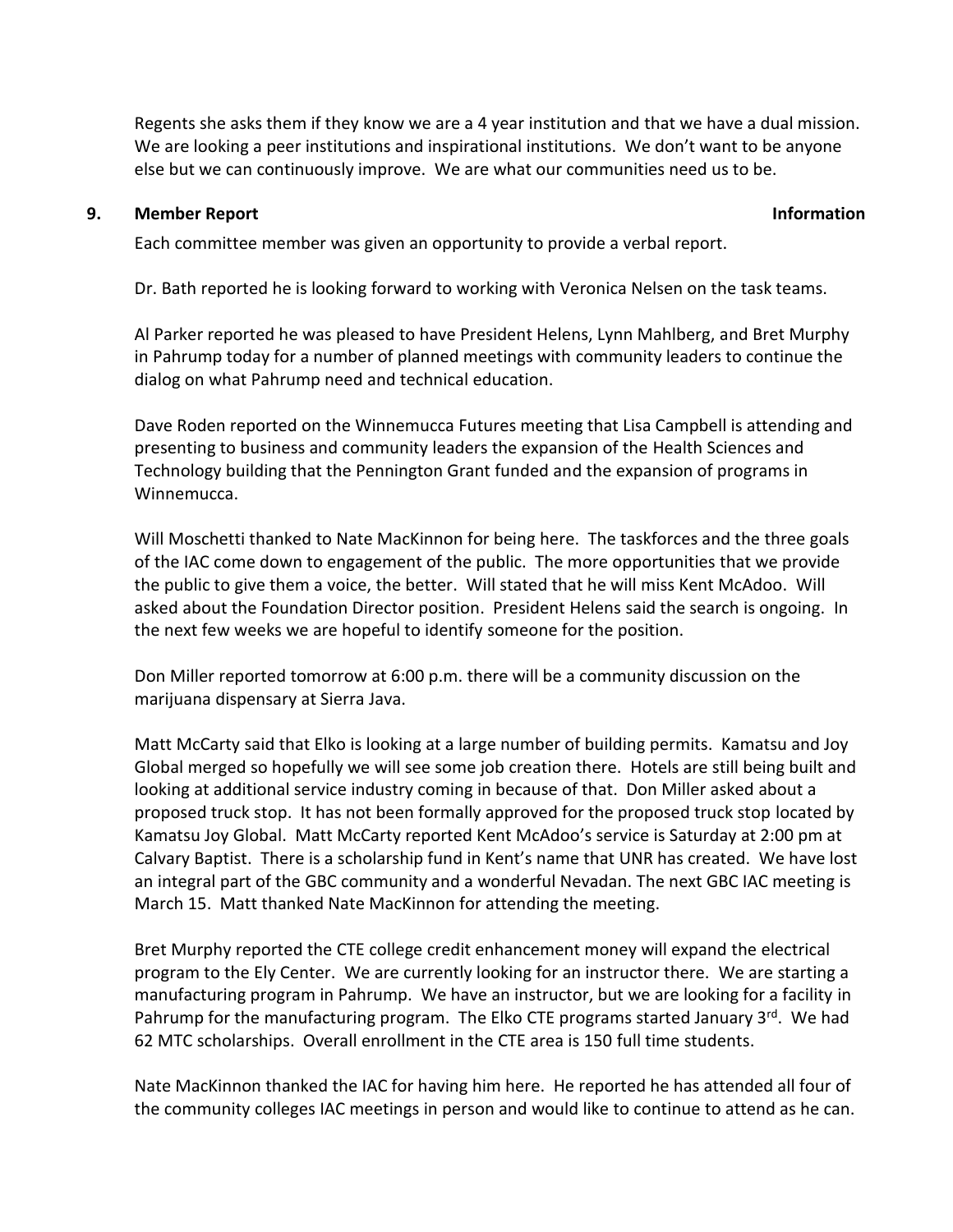Regents she asks them if they know we are a 4 year institution and that we have a dual mission. We are looking a peer institutions and inspirational institutions. We don't want to be anyone else but we can continuously improve. We are what our communities need us to be.

**9. Member Report** **Information**

Each committee member was given an opportunity to provide a verbal report.

Dr. Bath reported he is looking forward to working with Veronica Nelsen on the task teams.

Al Parker reported he was pleased to have President Helens, Lynn Mahlberg, and Bret Murphy in Pahrump today for a number of planned meetings with community leaders to continue the dialog on what Pahrump need and technical education.

Dave Roden reported on the Winnemucca Futures meeting that Lisa Campbell is attending and presenting to business and community leaders the expansion of the Health Sciences and Technology building that the Pennington Grant funded and the expansion of programs in Winnemucca.

Will Moschetti thanked to Nate MacKinnon for being here. The taskforces and the three goals of the IAC come down to engagement of the public. The more opportunities that we provide the public to give them a voice, the better. Will stated that he will miss Kent McAdoo. Will asked about the Foundation Director position. President Helens said the search is ongoing. In the next few weeks we are hopeful to identify someone for the position.

Don Miller reported tomorrow at 6:00 p.m. there will be a community discussion on the marijuana dispensary at Sierra Java.

Matt McCarty said that Elko is looking at a large number of building permits. Kamatsu and Joy Global merged so hopefully we will see some job creation there. Hotels are still being built and looking at additional service industry coming in because of that. Don Miller asked about a proposed truck stop. It has not been formally approved for the proposed truck stop located by Kamatsu Joy Global. Matt McCarty reported Kent McAdoo's service is Saturday at 2:00 pm at Calvary Baptist. There is a scholarship fund in Kent's name that UNR has created. We have lost an integral part of the GBC community and a wonderful Nevadan. The next GBC IAC meeting is March 15. Matt thanked Nate MacKinnon for attending the meeting.

Bret Murphy reported the CTE college credit enhancement money will expand the electrical program to the Ely Center. We are currently looking for an instructor there. We are starting a manufacturing program in Pahrump. We have an instructor, but we are looking for a facility in Pahrump for the manufacturing program. The Elko CTE programs started January 3rd. We had 62 MTC scholarships. Overall enrollment in the CTE area is 150 full time students.

Nate MacKinnon thanked the IAC for having him here. He reported he has attended all four of the community colleges IAC meetings in person and would like to continue to attend as he can.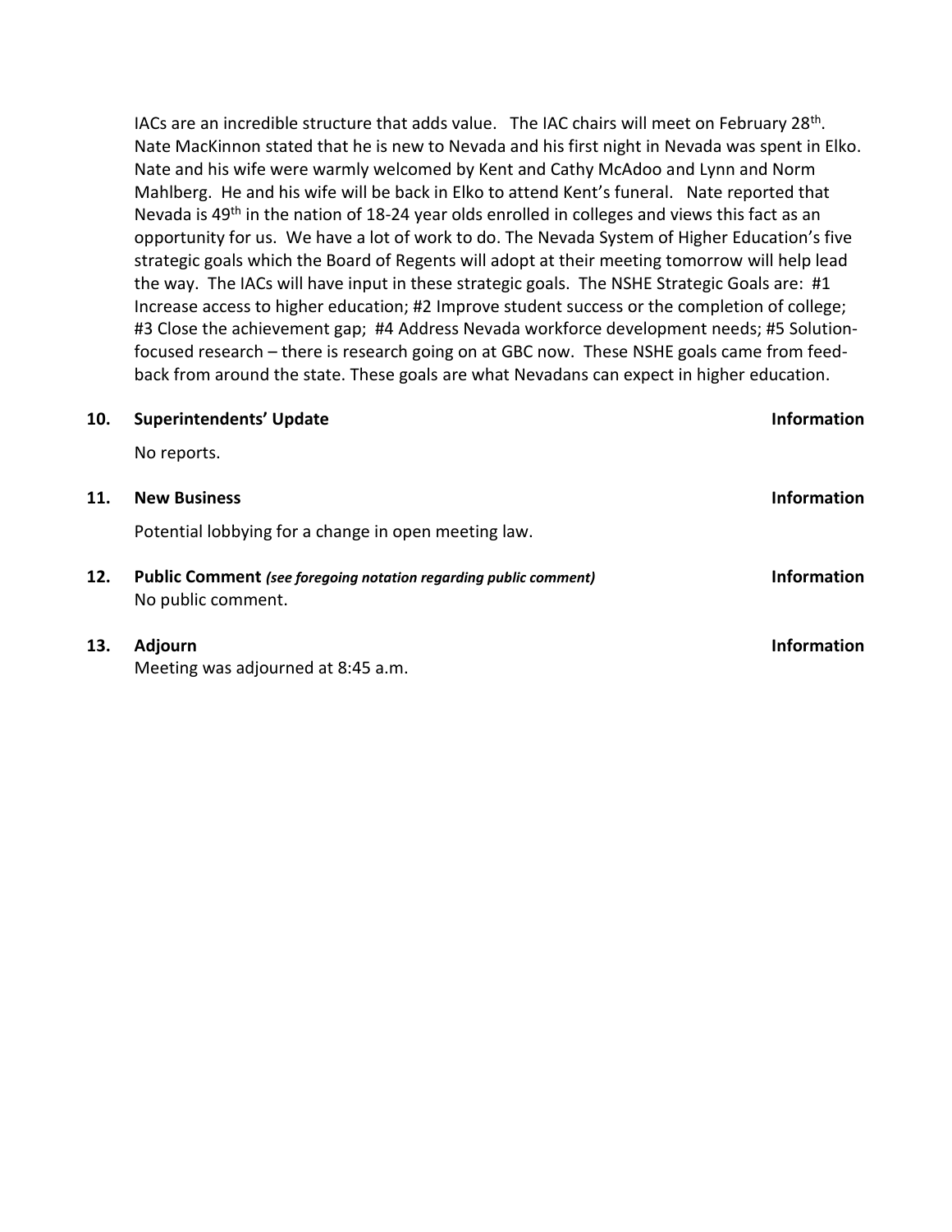IACs are an incredible structure that adds value. The IAC chairs will meet on February 28th. Nate MacKinnon stated that he is new to Nevada and his first night in Nevada was spent in Elko. Nate and his wife were warmly welcomed by Kent and Cathy McAdoo and Lynn and Norm Mahlberg. He and his wife will be back in Elko to attend Kent's funeral. Nate reported that Nevada is 49th in the nation of 18-24 year olds enrolled in colleges and views this fact as an opportunity for us. We have a lot of work to do. The Nevada System of Higher Education's five strategic goals which the Board of Regents will adopt at their meeting tomorrow will help lead the way. The IACs will have input in these strategic goals. The NSHE Strategic Goals are: #1 Increase access to higher education; #2 Improve student success or the completion of college; #3 Close the achievement gap; #4 Address Nevada workforce development needs; #5 Solution-focused research – there is research going on at GBC now. These NSHE goals came from feed-back from around the state. These goals are what Nevadans can expect in higher education.

**10. Superintendents' Update** **Information**

No reports.

**11. New Business** **Information**

Potential lobbying for a change in open meeting law.

**12. Public Comment** ***(see foregoing notation regarding public comment)*** **Information**

No public comment.

**13. Adjourn** **Information**

Meeting was adjourned at 8:45 a.m.